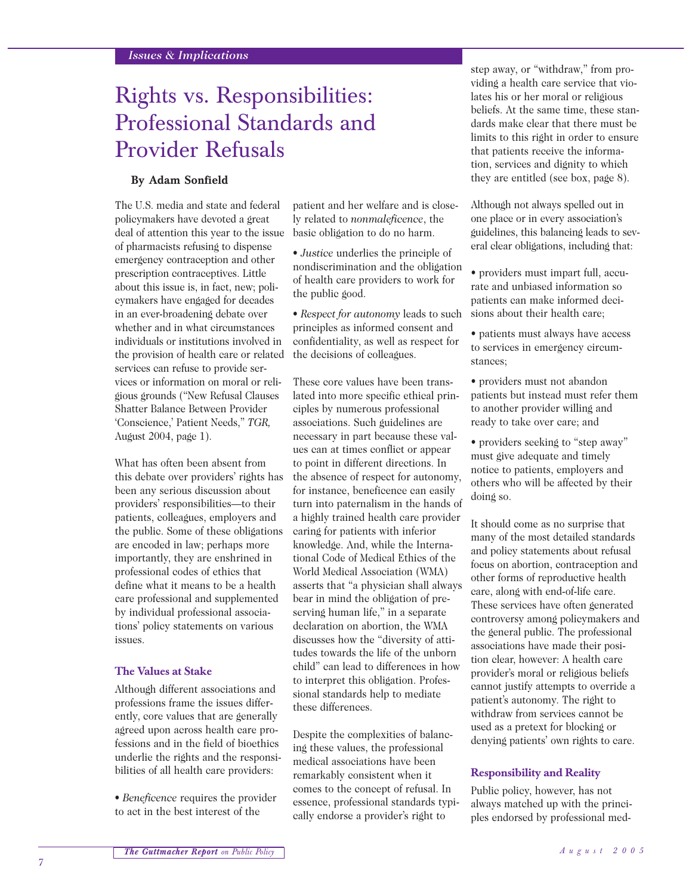# Rights vs. Responsibilities: Professional Standards and Provider Refusals

**By Adam Sonfield**

The U.S. media and state and federal policymakers have devoted a great deal of attention this year to the issue of pharmacists refusing to dispense emergency contraception and other prescription contraceptives. Little about this issue is, in fact, new; policymakers have engaged for decades in an ever-broadening debate over whether and in what circumstances individuals or institutions involved in the provision of health care or related services can refuse to provide services or information on moral or religious grounds ("New Refusal Clauses Shatter Balance Between Provider 'Conscience,' Patient Needs," *TGR,* August 2004, page 1).

What has often been absent from this debate over providers' rights has been any serious discussion about providers' responsibilities—to their patients, colleagues, employers and the public. Some of these obligations are encoded in law; perhaps more importantly, they are enshrined in professional codes of ethics that define what it means to be a health care professional and supplemented by individual professional associations' policy statements on various issues.

## The Values at Stake

Although different associations and professions frame the issues differently, core values that are generally agreed upon across health care professions and in the field of bioethics underlie the rights and the responsibilities of all health care providers:

- *Beneficence* requires the provider to act in the best interest of the patient and her welfare and is closely related to *nonmaleficence*, the basic obligation to do no harm.
- *Justice* underlies the principle of nondiscrimination and the obligation of health care providers to work for the public good.
- *Respect for autonomy* leads to such principles as informed consent and confidentiality, as well as respect for the decisions of colleagues.

These core values have been translated into more specific ethical principles by numerous professional associations. Such guidelines are necessary in part because these values can at times conflict or appear to point in different directions. In the absence of respect for autonomy, for instance, beneficence can easily turn into paternalism in the hands of a highly trained health care provider caring for patients with inferior knowledge. And, while the International Code of Medical Ethics of the World Medical Association (WMA) asserts that "a physician shall always bear in mind the obligation of preserving human life," in a separate declaration on abortion, the WMA discusses how the "diversity of attitudes towards the life of the unborn child" can lead to differences in how to interpret this obligation. Professional standards help to mediate these differences.

Despite the complexities of balancing these values, the professional medical associations have been remarkably consistent when it comes to the concept of refusal. In essence, professional standards typically endorse a provider's right to step away, or "withdraw," from providing a health care service that violates his or her moral or religious beliefs. At the same time, these standards make clear that there must be limits to this right in order to ensure that patients receive the information, services and dignity to which they are entitled (see box, page 8).

Although not always spelled out in one place or in every association's guidelines, this balancing leads to several clear obligations, including that:

- providers must impart full, accurate and unbiased information so patients can make informed decisions about their health care;
- patients must always have access to services in emergency circumstances;
- providers must not abandon patients but instead must refer them to another provider willing and ready to take over care; and
- providers seeking to "step away" must give adequate and timely notice to patients, employers and others who will be affected by their doing so.

It should come as no surprise that many of the most detailed standards and policy statements about refusal focus on abortion, contraception and other forms of reproductive health care, along with end-of-life care. These services have often generated controversy among policymakers and the general public. The professional associations have made their position clear, however: A health care provider's moral or religious beliefs cannot justify attempts to override a patient's autonomy. The right to withdraw from services cannot be used as a pretext for blocking or denying patients' own rights to care.

## Responsibility and Reality

Public policy, however, has not always matched up with the principles endorsed by professional med-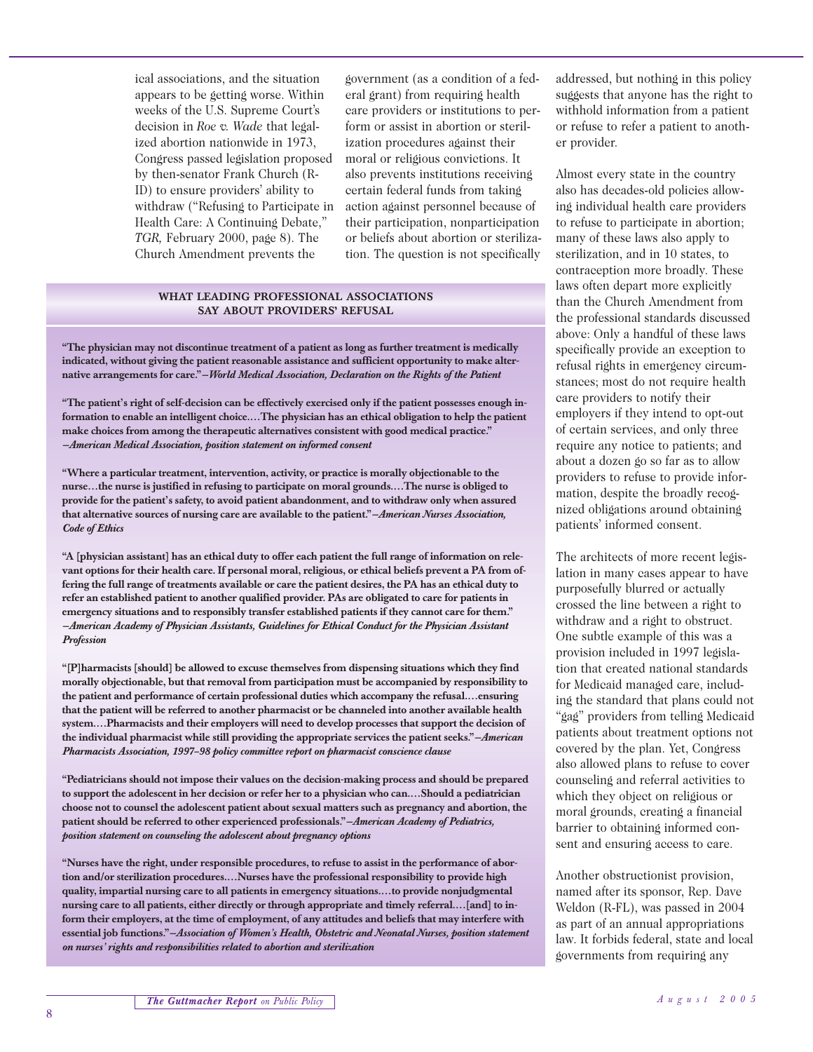ical associations, and the situation appears to be getting worse. Within weeks of the U.S. Supreme Court's decision in *Roe v. Wade* that legalized abortion nationwide in 1973, Congress passed legislation proposed by then-senator Frank Church (R-ID) to ensure providers' ability to withdraw ("Refusing to Participate in Health Care: A Continuing Debate," *TGR,* February 2000, page 8). The Church Amendment prevents the government (as a condition of a federal grant) from requiring health care providers or institutions to perform or assist in abortion or sterilization procedures against their moral or religious convictions. It also prevents institutions receiving certain federal funds from taking action against personnel because of their participation, nonparticipation or beliefs about abortion or sterilization. The question is not specifically addressed, but nothing in this policy suggests that anyone has the right to withhold information from a patient or refuse to refer a patient to another provider.

### WHAT LEADING PROFESSIONAL ASSOCIATIONS SAY ABOUT PROVIDERS' REFUSAL

**"The physician may not discontinue treatment of a patient as long as further treatment is medically indicated, without giving the patient reasonable assistance and sufficient opportunity to make alternative arrangements for care."** ***—World Medical Association, Declaration on the Rights of the Patient***

**"The patient's right of self-decision can be effectively exercised only if the patient possesses enough information to enable an intelligent choice.…The physician has an ethical obligation to help the patient make choices from among the therapeutic alternatives consistent with good medical practice."** ***—American Medical Association, position statement on informed consent***

**"Where a particular treatment, intervention, activity, or practice is morally objectionable to the nurse…the nurse is justified in refusing to participate on moral grounds.…The nurse is obliged to provide for the patient's safety, to avoid patient abandonment, and to withdraw only when assured that alternative sources of nursing care are available to the patient."** ***—American Nurses Association, Code of Ethics***

**"A [physician assistant] has an ethical duty to offer each patient the full range of information on relevant options for their health care. If personal moral, religious, or ethical beliefs prevent a PA from offering the full range of treatments available or care the patient desires, the PA has an ethical duty to refer an established patient to another qualified provider. PAs are obligated to care for patients in emergency situations and to responsibly transfer established patients if they cannot care for them."** ***—American Academy of Physician Assistants, Guidelines for Ethical Conduct for the Physician Assistant Profession***

**"[P]harmacists [should] be allowed to excuse themselves from dispensing situations which they find morally objectionable, but that removal from participation must be accompanied by responsibility to the patient and performance of certain professional duties which accompany the refusal.…ensuring that the patient will be referred to another pharmacist or be channeled into another available health system.…Pharmacists and their employers will need to develop processes that support the decision of the individual pharmacist while still providing the appropriate services the patient seeks."** ***—American Pharmacists Association, 1997–98 policy committee report on pharmacist conscience clause***

**"Pediatricians should not impose their values on the decision-making process and should be prepared to support the adolescent in her decision or refer her to a physician who can.…Should a pediatrician choose not to counsel the adolescent patient about sexual matters such as pregnancy and abortion, the patient should be referred to other experienced professionals."** ***—American Academy of Pediatrics, position statement on counseling the adolescent about pregnancy options***

**"Nurses have the right, under responsible procedures, to refuse to assist in the performance of abortion and/or sterilization procedures.…Nurses have the professional responsibility to provide high quality, impartial nursing care to all patients in emergency situations.…to provide nonjudgmental nursing care to all patients, either directly or through appropriate and timely referral.…[and] to inform their employers, at the time of employment, of any attitudes and beliefs that may interfere with essential job functions."** ***—Association of Women's Health, Obstetric and Neonatal Nurses, position statement on nurses' rights and responsibilities related to abortion and sterilization***

Almost every state in the country also has decades-old policies allowing individual health care providers to refuse to participate in abortion; many of these laws also apply to sterilization, and in 10 states, to contraception more broadly. These laws often depart more explicitly than the Church Amendment from the professional standards discussed above: Only a handful of these laws specifically provide an exception to refusal rights in emergency circumstances; most do not require health care providers to notify their employers if they intend to opt-out of certain services, and only three require any notice to patients; and about a dozen go so far as to allow providers to refuse to provide information, despite the broadly recognized obligations around obtaining patients' informed consent.

The architects of more recent legislation in many cases appear to have purposefully blurred or actually crossed the line between a right to withdraw and a right to obstruct. One subtle example of this was a provision included in 1997 legislation that created national standards for Medicaid managed care, including the standard that plans could not "gag" providers from telling Medicaid patients about treatment options not covered by the plan. Yet, Congress also allowed plans to refuse to cover counseling and referral activities to which they object on religious or moral grounds, creating a financial barrier to obtaining informed consent and ensuring access to care.

Another obstructionist provision, named after its sponsor, Rep. Dave Weldon (R-FL), was passed in 2004 as part of an annual appropriations law. It forbids federal, state and local governments from requiring any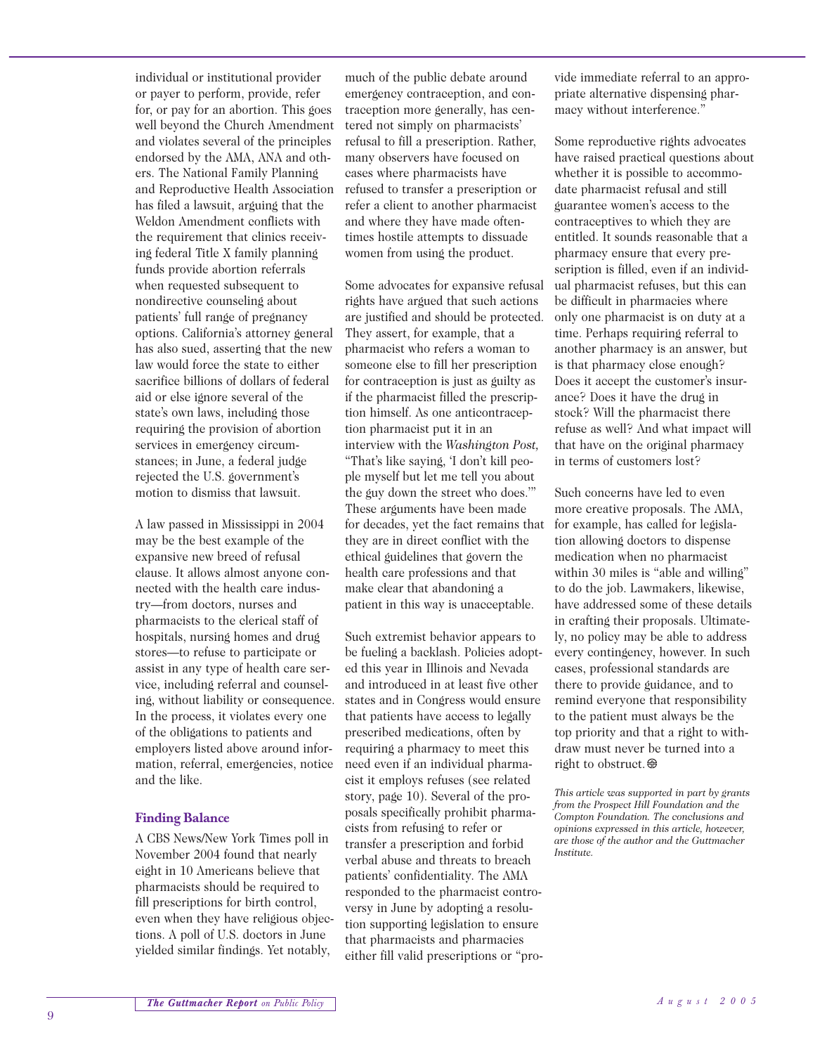individual or institutional provider or payer to perform, provide, refer for, or pay for an abortion. This goes well beyond the Church Amendment and violates several of the principles endorsed by the AMA, ANA and others. The National Family Planning and Reproductive Health Association has filed a lawsuit, arguing that the Weldon Amendment conflicts with the requirement that clinics receiving federal Title X family planning funds provide abortion referrals when requested subsequent to nondirective counseling about patients' full range of pregnancy options. California's attorney general has also sued, asserting that the new law would force the state to either sacrifice billions of dollars of federal aid or else ignore several of the state's own laws, including those requiring the provision of abortion services in emergency circumstances; in June, a federal judge rejected the U.S. government's motion to dismiss that lawsuit.

A law passed in Mississippi in 2004 may be the best example of the expansive new breed of refusal clause. It allows almost anyone connected with the health care industry—from doctors, nurses and pharmacists to the clerical staff of hospitals, nursing homes and drug stores—to refuse to participate or assist in any type of health care service, including referral and counseling, without liability or consequence. In the process, it violates every one of the obligations to patients and employers listed above around information, referral, emergencies, notice and the like.

## Finding Balance

A CBS News/New York Times poll in November 2004 found that nearly eight in 10 Americans believe that pharmacists should be required to fill prescriptions for birth control, even when they have religious objections. A poll of U.S. doctors in June yielded similar findings. Yet notably, much of the public debate around emergency contraception, and contraception more generally, has centered not simply on pharmacists' refusal to fill a prescription. Rather, many observers have focused on cases where pharmacists have refused to transfer a prescription or refer a client to another pharmacist and where they have made oftentimes hostile attempts to dissuade women from using the product.

Some advocates for expansive refusal rights have argued that such actions are justified and should be protected. They assert, for example, that a pharmacist who refers a woman to someone else to fill her prescription for contraception is just as guilty as if the pharmacist filled the prescription himself. As one anticontraception pharmacist put it in an interview with the *Washington Post,* "That's like saying, 'I don't kill people myself but let me tell you about the guy down the street who does.'" These arguments have been made for decades, yet the fact remains that they are in direct conflict with the ethical guidelines that govern the health care professions and that make clear that abandoning a patient in this way is unacceptable.

Such extremist behavior appears to be fueling a backlash. Policies adopted this year in Illinois and Nevada and introduced in at least five other states and in Congress would ensure that patients have access to legally prescribed medications, often by requiring a pharmacy to meet this need even if an individual pharmacist it employs refuses (see related story, page 10). Several of the proposals specifically prohibit pharmacists from refusing to refer or transfer a prescription and forbid verbal abuse and threats to breach patients' confidentiality. The AMA responded to the pharmacist controversy in June by adopting a resolution supporting legislation to ensure that pharmacists and pharmacies either fill valid prescriptions or "provide immediate referral to an appropriate alternative dispensing pharmacy without interference."

Some reproductive rights advocates have raised practical questions about whether it is possible to accommodate pharmacist refusal and still guarantee women's access to the contraceptives to which they are entitled. It sounds reasonable that a pharmacy ensure that every prescription is filled, even if an individual pharmacist refuses, but this can be difficult in pharmacies where only one pharmacist is on duty at a time. Perhaps requiring referral to another pharmacy is an answer, but is that pharmacy close enough? Does it accept the customer's insurance? Does it have the drug in stock? Will the pharmacist there refuse as well? And what impact will that have on the original pharmacy in terms of customers lost?

Such concerns have led to even more creative proposals. The AMA, for example, has called for legislation allowing doctors to dispense medication when no pharmacist within 30 miles is "able and willing" to do the job. Lawmakers, likewise, have addressed some of these details in crafting their proposals. Ultimately, no policy may be able to address every contingency, however. In such cases, professional standards are there to provide guidance, and to remind everyone that responsibility to the patient must always be the top priority and that a right to withdraw must never be turned into a right to obstruct.

*This article was supported in part by grants from the Prospect Hill Foundation and the Compton Foundation. The conclusions and opinions expressed in this article, however, are those of the author and the Guttmacher Institute.*